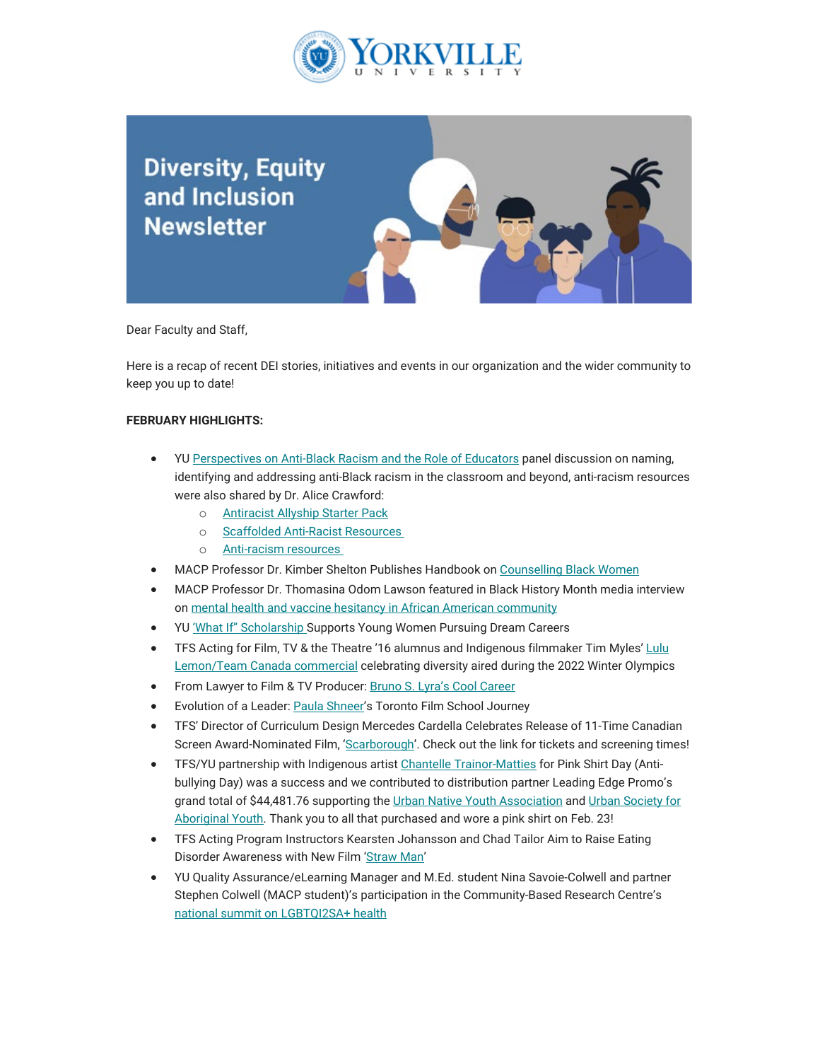# Diversity, Equity and Inclusion Newsletter

Dear Faculty and Staff,

Here is a recap of recent DEI stories, initiatives and events in our organization and the wider community to keep you up to date!

**FEBRUARY HIGHLIGHTS:**

- YU Perspectives on Anti-Black Racism and the Role of Educators panel discussion on naming, identifying and addressing anti-Black racism in the classroom and beyond, anti-racism resources were also shared by Dr. Alice Crawford:
  - Antiracist Allyship Starter Pack
  - Scaffolded Anti-Racist Resources
  - Anti-racism resources
- MACP Professor Dr. Kimber Shelton Publishes Handbook on Counselling Black Women
- MACP Professor Dr. Thomasina Odom Lawson featured in Black History Month media interview on mental health and vaccine hesitancy in African American community
- YU 'What If" Scholarship Supports Young Women Pursuing Dream Careers
- TFS Acting for Film, TV & the Theatre '16 alumnus and Indigenous filmmaker Tim Myles' Lulu Lemon/Team Canada commercial celebrating diversity aired during the 2022 Winter Olympics
- From Lawyer to Film & TV Producer: Bruno S. Lyra's Cool Career
- Evolution of a Leader: Paula Shneer's Toronto Film School Journey
- TFS' Director of Curriculum Design Mercedes Cardella Celebrates Release of 11-Time Canadian Screen Award-Nominated Film, 'Scarborough'. Check out the link for tickets and screening times!
- TFS/YU partnership with Indigenous artist Chantelle Trainor-Matties for Pink Shirt Day (Anti-bullying Day) was a success and we contributed to distribution partner Leading Edge Promo's grand total of $44,481.76 supporting the Urban Native Youth Association and Urban Society for Aboriginal Youth. Thank you to all that purchased and wore a pink shirt on Feb. 23!
- TFS Acting Program Instructors Kearsten Johansson and Chad Tailor Aim to Raise Eating Disorder Awareness with New Film 'Straw Man'
- YU Quality Assurance/eLearning Manager and M.Ed. student Nina Savoie-Colwell and partner Stephen Colwell (MACP student)'s participation in the Community-Based Research Centre's national summit on LGBTQI2SA+ health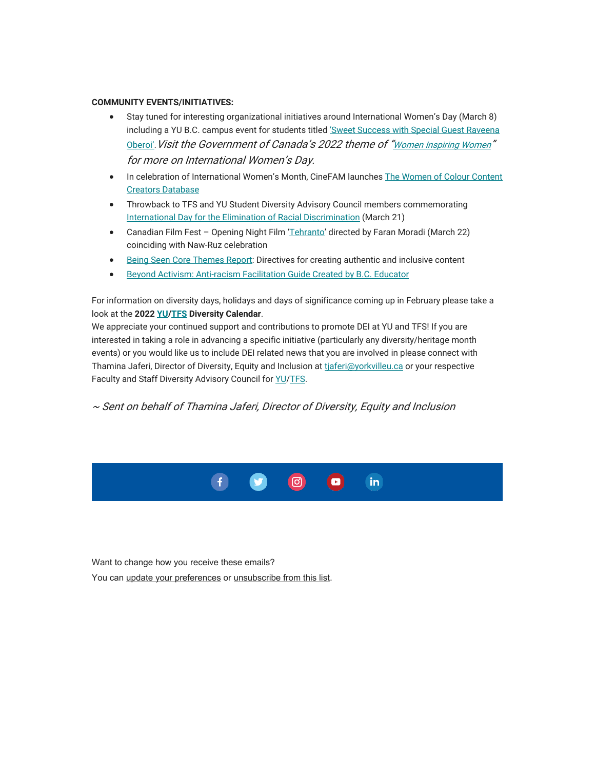**COMMUNITY EVENTS/INITIATIVES:**

- Stay tuned for interesting organizational initiatives around International Women's Day (March 8) including a YU B.C. campus event for students titled 'Sweet Success with Special Guest Raveena Oberoi'. *Visit the Government of Canada's 2022 theme of "Women Inspiring Women" for more on International Women's Day.*
- In celebration of International Women's Month, CineFAM launches The Women of Colour Content Creators Database
- Throwback to TFS and YU Student Diversity Advisory Council members commemorating International Day for the Elimination of Racial Discrimination (March 21)
- Canadian Film Fest – Opening Night Film 'Tehranto' directed by Faran Moradi (March 22) coinciding with Naw-Ruz celebration
- Being Seen Core Themes Report: Directives for creating authentic and inclusive content
- Beyond Activism: Anti-racism Facilitation Guide Created by B.C. Educator

For information on diversity days, holidays and days of significance coming up in February please take a look at the **2022 YU/TFS Diversity Calendar**.
We appreciate your continued support and contributions to promote DEI at YU and TFS! If you are interested in taking a role in advancing a specific initiative (particularly any diversity/heritage month events) or you would like us to include DEI related news that you are involved in please connect with Thamina Jaferi, Director of Diversity, Equity and Inclusion at tjaferi@yorkvilleu.ca or your respective Faculty and Staff Diversity Advisory Council for YU/TFS.

*~ Sent on behalf of Thamina Jaferi, Director of Diversity, Equity and Inclusion*

Want to change how you receive these emails?
You can update your preferences or unsubscribe from this list.